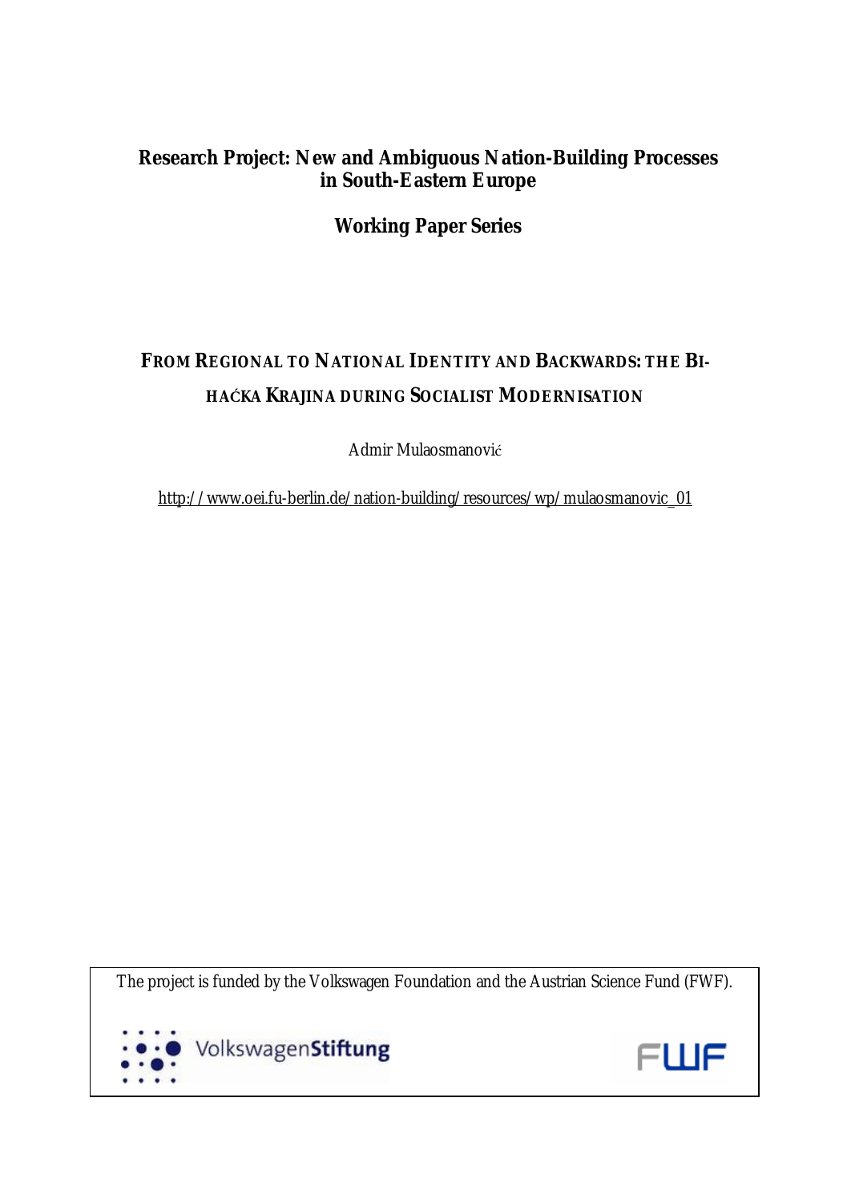**Research Project: New and Ambiguous Nation-Building Processes in South-Eastern Europe**

**Working Paper Series**

# FROM REGIONAL TO NATIONAL IDENTITY AND BACKWARDS: THE BIHAĆKA KRAJINA DURING SOCIALIST MODERNISATION

Admir Mulaosmanović

http://www.oei.fu-berlin.de/nation-building/resources/wp/mulaosmanovic_01

The project is funded by the Volkswagen Foundation and the Austrian Science Fund (FWF).

VolkswagenStiftung

FWF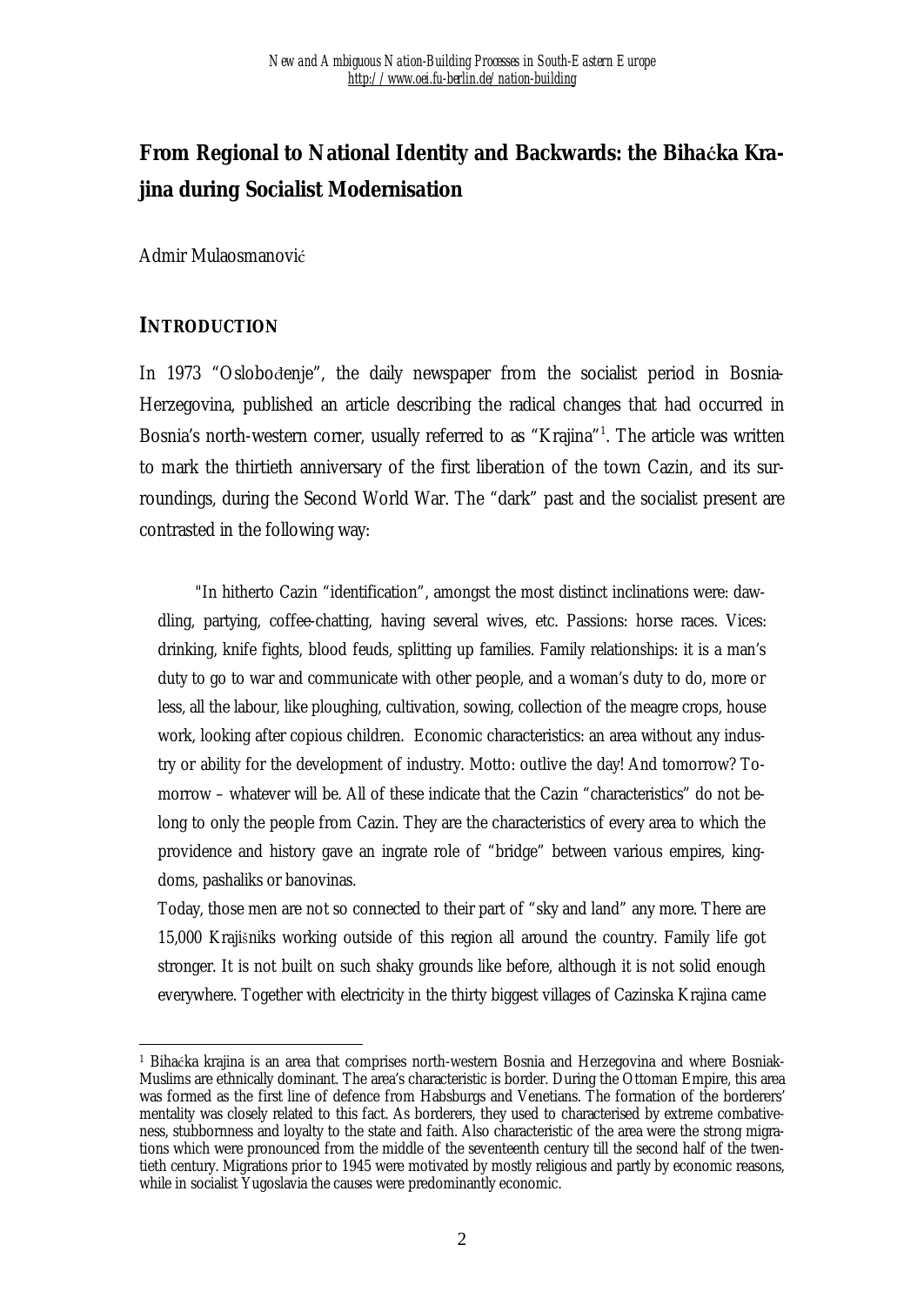# From Regional to National Identity and Backwards: the Bihaćka Krajina during Socialist Modernisation

Admir Mulaosmanović

## INTRODUCTION

In 1973 "Oslobođenje", the daily newspaper from the socialist period in Bosnia-Herzegovina, published an article describing the radical changes that had occurred in Bosnia's north-western corner, usually referred to as "Krajina"[1]. The article was written to mark the thirtieth anniversary of the first liberation of the town Cazin, and its surroundings, during the Second World War. The "dark" past and the socialist present are contrasted in the following way:

> "In hitherto Cazin "identification", amongst the most distinct inclinations were: dawdling, partying, coffee-chatting, having several wives, etc. Passions: horse races. Vices: drinking, knife fights, blood feuds, splitting up families. Family relationships: it is a man's duty to go to war and communicate with other people, and a woman's duty to do, more or less, all the labour, like ploughing, cultivation, sowing, collection of the meagre crops, house work, looking after copious children. Economic characteristics: an area without any industry or ability for the development of industry. Motto: outlive the day! And tomorrow? Tomorrow – whatever will be. All of these indicate that the Cazin "characteristics" do not belong to only the people from Cazin. They are the characteristics of every area to which the providence and history gave an ingrate role of "bridge" between various empires, kingdoms, pashaliks or banovinas.
>
> Today, those men are not so connected to their part of "sky and land" any more. There are 15,000 Krajišniks working outside of this region all around the country. Family life got stronger. It is not built on such shaky grounds like before, although it is not solid enough everywhere. Together with electricity in the thirty biggest villages of Cazinska Krajina came

[1] Bihaćka krajina is an area that comprises north-western Bosnia and Herzegovina and where Bosniak-Muslims are ethnically dominant. The area's characteristic is border. During the Ottoman Empire, this area was formed as the first line of defence from Habsburgs and Venetians. The formation of the borderers' mentality was closely related to this fact. As borderers, they used to characterised by extreme combativeness, stubbornness and loyalty to the state and faith. Also characteristic of the area were the strong migrations which were pronounced from the middle of the seventeenth century till the second half of the twentieth century. Migrations prior to 1945 were motivated by mostly religious and partly by economic reasons, while in socialist Yugoslavia the causes were predominantly economic.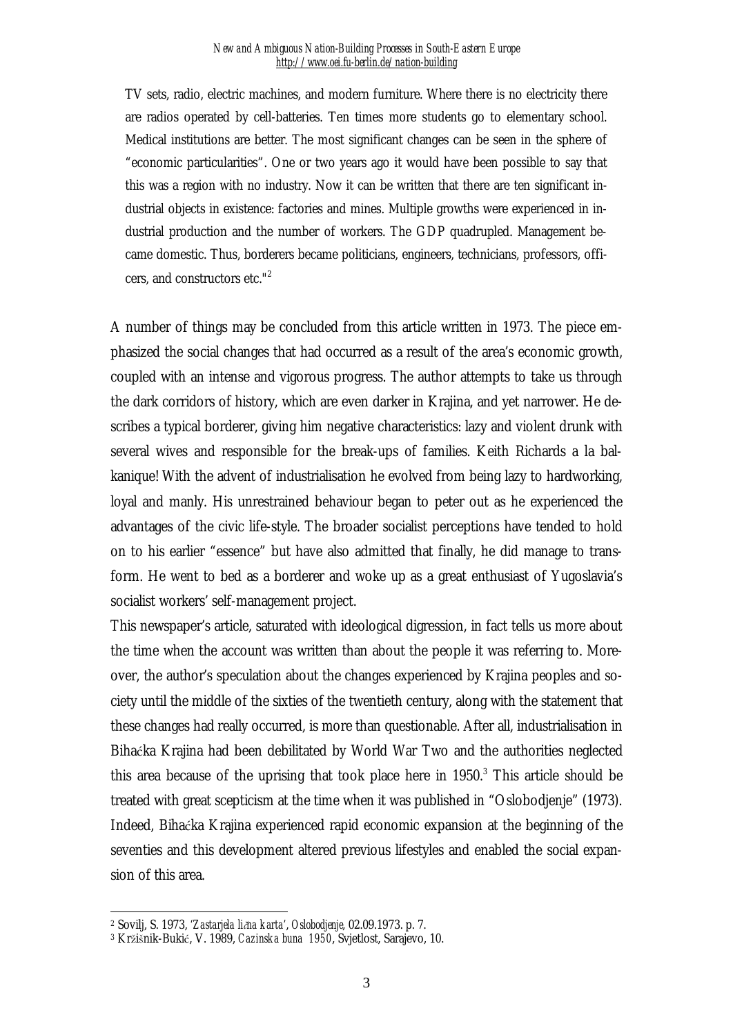> TV sets, radio, electric machines, and modern furniture. Where there is no electricity there are radios operated by cell-batteries. Ten times more students go to elementary school. Medical institutions are better. The most significant changes can be seen in the sphere of "economic particularities". One or two years ago it would have been possible to say that this was a region with no industry. Now it can be written that there are ten significant industrial objects in existence: factories and mines. Multiple growths were experienced in industrial production and the number of workers. The GDP quadrupled. Management became domestic. Thus, borderers became politicians, engineers, technicians, professors, officers, and constructors etc."[2]

A number of things may be concluded from this article written in 1973. The piece emphasized the social changes that had occurred as a result of the area's economic growth, coupled with an intense and vigorous progress. The author attempts to take us through the dark corridors of history, which are even darker in Krajina, and yet narrower. He describes a typical borderer, giving him negative characteristics: lazy and violent drunk with several wives and responsible for the break-ups of families. Keith Richards a la balkanique! With the advent of industrialisation he evolved from being lazy to hardworking, loyal and manly. His unrestrained behaviour began to peter out as he experienced the advantages of the civic life-style. The broader socialist perceptions have tended to hold on to his earlier "essence" but have also admitted that finally, he did manage to transform. He went to bed as a borderer and woke up as a great enthusiast of Yugoslavia's socialist workers' self-management project.

This newspaper's article, saturated with ideological digression, in fact tells us more about the time when the account was written than about the people it was referring to. Moreover, the author's speculation about the changes experienced by Krajina peoples and society until the middle of the sixties of the twentieth century, along with the statement that these changes had really occurred, is more than questionable. After all, industrialisation in Bihaćka Krajina had been debilitated by World War Two and the authorities neglected this area because of the uprising that took place here in 1950.[3] This article should be treated with great scepticism at the time when it was published in "Oslobodjenje" (1973). Indeed, Bihaćka Krajina experienced rapid economic expansion at the beginning of the seventies and this development altered previous lifestyles and enabled the social expansion of this area.

---

[2] Sovilj, S. 1973, '*Zastarjela lična karta*', *Oslobodjenje*, 02.09.1973. p. 7.

[3] Kržišnik-Bukić, V. 1989, *Cazinska buna 1950*, Svjetlost, Sarajevo, 10.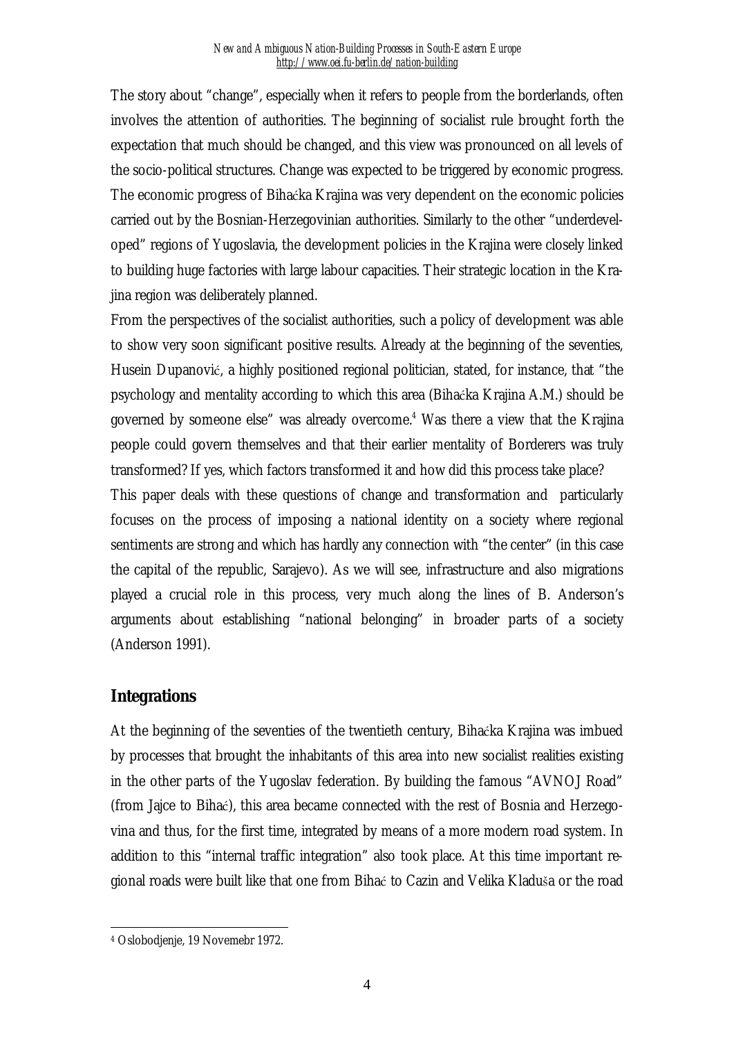The story about "change", especially when it refers to people from the borderlands, often involves the attention of authorities. The beginning of socialist rule brought forth the expectation that much should be changed, and this view was pronounced on all levels of the socio-political structures. Change was expected to be triggered by economic progress. The economic progress of Bihaćka Krajina was very dependent on the economic policies carried out by the Bosnian-Herzegovinian authorities. Similarly to the other "underdeveloped" regions of Yugoslavia, the development policies in the Krajina were closely linked to building huge factories with large labour capacities. Their strategic location in the Krajina region was deliberately planned.

From the perspectives of the socialist authorities, such a policy of development was able to show very soon significant positive results. Already at the beginning of the seventies, Husein Dupanović, a highly positioned regional politician, stated, for instance, that "the psychology and mentality according to which this area (Bihaćka Krajina A.M.) should be governed by someone else" was already overcome.[4] Was there a view that the Krajina people could govern themselves and that their earlier mentality of Borderers was truly transformed? If yes, which factors transformed it and how did this process take place?

This paper deals with these questions of change and transformation and particularly focuses on the process of imposing a national identity on a society where regional sentiments are strong and which has hardly any connection with "the center" (in this case the capital of the republic, Sarajevo). As we will see, infrastructure and also migrations played a crucial role in this process, very much along the lines of B. Anderson's arguments about establishing "national belonging" in broader parts of a society (Anderson 1991).

## Integrations

At the beginning of the seventies of the twentieth century, Bihaćka Krajina was imbued by processes that brought the inhabitants of this area into new socialist realities existing in the other parts of the Yugoslav federation. By building the famous "AVNOJ Road" (from Jajce to Bihać), this area became connected with the rest of Bosnia and Herzegovina and thus, for the first time, integrated by means of a more modern road system. In addition to this "internal traffic integration" also took place. At this time important regional roads were built like that one from Bihać to Cazin and Velika Kladuša or the road

[4] Oslobodjenje, 19 Novemebr 1972.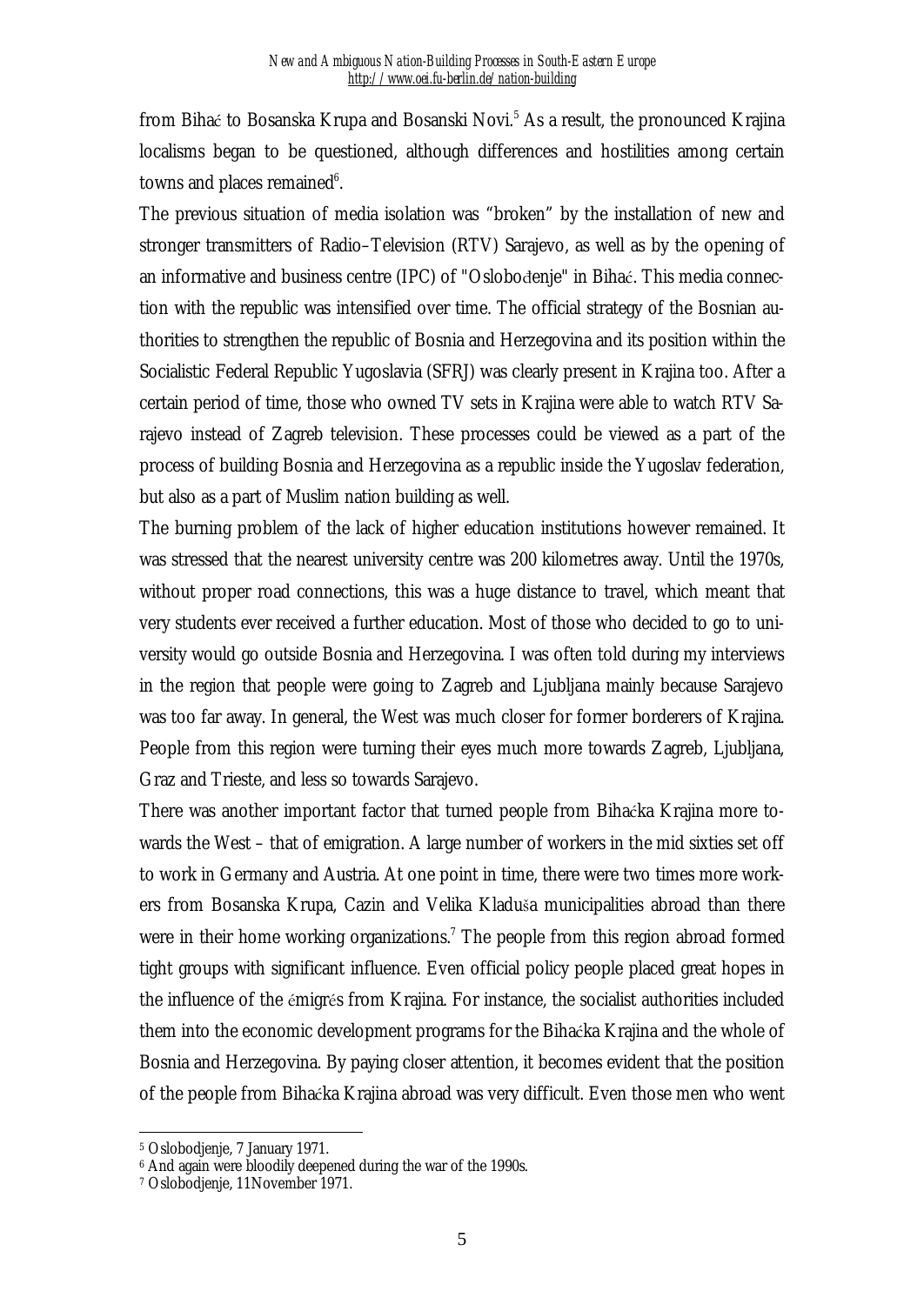from Bihać to Bosanska Krupa and Bosanski Novi.[5] As a result, the pronounced Krajina localisms began to be questioned, although differences and hostilities among certain towns and places remained[6].

The previous situation of media isolation was "broken" by the installation of new and stronger transmitters of Radio–Television (RTV) Sarajevo, as well as by the opening of an informative and business centre (IPC) of "Oslobođenje" in Bihać. This media connection with the republic was intensified over time. The official strategy of the Bosnian authorities to strengthen the republic of Bosnia and Herzegovina and its position within the Socialistic Federal Republic Yugoslavia (SFRJ) was clearly present in Krajina too. After a certain period of time, those who owned TV sets in Krajina were able to watch RTV Sarajevo instead of Zagreb television. These processes could be viewed as a part of the process of building Bosnia and Herzegovina as a republic inside the Yugoslav federation, but also as a part of Muslim nation building as well.

The burning problem of the lack of higher education institutions however remained. It was stressed that the nearest university centre was 200 kilometres away. Until the 1970s, without proper road connections, this was a huge distance to travel, which meant that very students ever received a further education. Most of those who decided to go to university would go outside Bosnia and Herzegovina. I was often told during my interviews in the region that people were going to Zagreb and Ljubljana mainly because Sarajevo was too far away. In general, the West was much closer for former borderers of Krajina. People from this region were turning their eyes much more towards Zagreb, Ljubljana, Graz and Trieste, and less so towards Sarajevo.

There was another important factor that turned people from Bihaćka Krajina more towards the West – that of emigration. A large number of workers in the mid sixties set off to work in Germany and Austria. At one point in time, there were two times more workers from Bosanska Krupa, Cazin and Velika Kladuša municipalities abroad than there were in their home working organizations.[7] The people from this region abroad formed tight groups with significant influence. Even official policy people placed great hopes in the influence of the émigrés from Krajina. For instance, the socialist authorities included them into the economic development programs for the Bihaćka Krajina and the whole of Bosnia and Herzegovina. By paying closer attention, it becomes evident that the position of the people from Bihaćka Krajina abroad was very difficult. Even those men who went

---

[5] Oslobodjenje, 7 January 1971.

[6] And again were bloodily deepened during the war of the 1990s.

[7] Oslobodjenje, 11November 1971.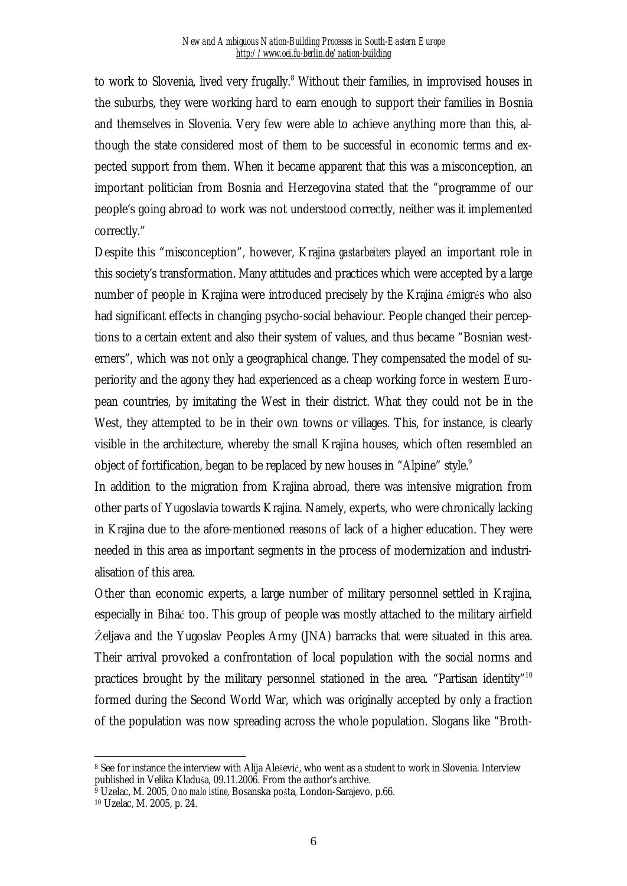to work to Slovenia, lived very frugally.[8] Without their families, in improvised houses in the suburbs, they were working hard to earn enough to support their families in Bosnia and themselves in Slovenia. Very few were able to achieve anything more than this, although the state considered most of them to be successful in economic terms and expected support from them. When it became apparent that this was a misconception, an important politician from Bosnia and Herzegovina stated that the "programme of our people's going abroad to work was not understood correctly, neither was it implemented correctly."

Despite this "misconception", however, Krajina *gastarbeiters* played an important role in this society's transformation. Many attitudes and practices which were accepted by a large number of people in Krajina were introduced precisely by the Krajina émigrés who also had significant effects in changing psycho-social behaviour. People changed their perceptions to a certain extent and also their system of values, and thus became "Bosnian westerners", which was not only a geographical change. They compensated the model of superiority and the agony they had experienced as a cheap working force in western European countries, by imitating the West in their district. What they could not be in the West, they attempted to be in their own towns or villages. This, for instance, is clearly visible in the architecture, whereby the small Krajina houses, which often resembled an object of fortification, began to be replaced by new houses in "Alpine" style.[9]

In addition to the migration from Krajina abroad, there was intensive migration from other parts of Yugoslavia towards Krajina. Namely, experts, who were chronically lacking in Krajina due to the afore-mentioned reasons of lack of a higher education. They were needed in this area as important segments in the process of modernization and industrialisation of this area.

Other than economic experts, a large number of military personnel settled in Krajina, especially in Bihać too. This group of people was mostly attached to the military airfield Željava and the Yugoslav Peoples Army (JNA) barracks that were situated in this area. Their arrival provoked a confrontation of local population with the social norms and practices brought by the military personnel stationed in the area. "Partisan identity"[10] formed during the Second World War, which was originally accepted by only a fraction of the population was now spreading across the whole population. Slogans like "Broth-

---

[8] See for instance the interview with Alija Alešević, who went as a student to work in Slovenia. Interview published in Velika Kladuša, 09.11.2006. From the author's archive.

[9] Uzelac, M. 2005, *Ono malo istine*, Bosanska pošta, London-Sarajevo, p.66.

[10] Uzelac, M. 2005, p. 24.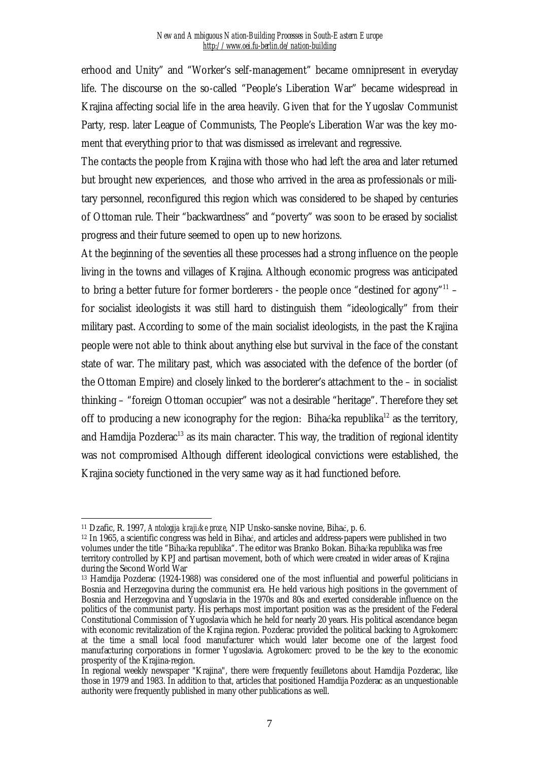erhood and Unity" and "Worker's self-management" became omnipresent in everyday life. The discourse on the so-called "People's Liberation War" became widespread in Krajina affecting social life in the area heavily. Given that for the Yugoslav Communist Party, resp. later League of Communists, The People's Liberation War was the key moment that everything prior to that was dismissed as irrelevant and regressive.

The contacts the people from Krajina with those who had left the area and later returned but brought new experiences, and those who arrived in the area as professionals or military personnel, reconfigured this region which was considered to be shaped by centuries of Ottoman rule. Their "backwardness" and "poverty" was soon to be erased by socialist progress and their future seemed to open up to new horizons.

At the beginning of the seventies all these processes had a strong influence on the people living in the towns and villages of Krajina. Although economic progress was anticipated to bring a better future for former borderers - the people once "destined for agony"[11] – for socialist ideologists it was still hard to distinguish them "ideologically" from their military past. According to some of the main socialist ideologists, in the past the Krajina people were not able to think about anything else but survival in the face of the constant state of war. The military past, which was associated with the defence of the border (of the Ottoman Empire) and closely linked to the borderer's attachment to the – in socialist thinking – "foreign Ottoman occupier" was not a desirable "heritage". Therefore they set off to producing a new iconography for the region: Bihaćka republika[12] as the territory, and Hamdija Pozderac[13] as its main character. This way, the tradition of regional identity was not compromised Although different ideological convictions were established, the Krajina society functioned in the very same way as it had functioned before.

---

[11] Dzafic, R. 1997, *Antologija krajiške proze*, NIP Unsko-sanske novine, Bihać, p. 6.

[12] In 1965, a scientific congress was held in Bihać, and articles and address-papers were published in two volumes under the title "Bihaćka republika". The editor was Branko Bokan. Bihaćka republika was free territory controlled by KPJ and partisan movement, both of which were created in wider areas of Krajina during the Second World War

[13] Hamdija Pozderac (1924-1988) was considered one of the most influential and powerful politicians in Bosnia and Herzegovina during the communist era. He held various high positions in the government of Bosnia and Herzegovina and Yugoslavia in the 1970s and 80s and exerted considerable influence on the politics of the communist party. His perhaps most important position was as the president of the Federal Constitutional Commission of Yugoslavia which he held for nearly 20 years. His political ascendance began with economic revitalization of the Krajina region. Pozderac provided the political backing to Agrokomerc at the time a small local food manufacturer which would later become one of the largest food manufacturing corporations in former Yugoslavia. Agrokomerc proved to be the key to the economic prosperity of the Krajina-region.

In regional weekly newspaper "Krajina", there were frequently feuilletons about Hamdija Pozderac, like those in 1979 and 1983. In addition to that, articles that positioned Hamdija Pozderac as an unquestionable authority were frequently published in many other publications as well.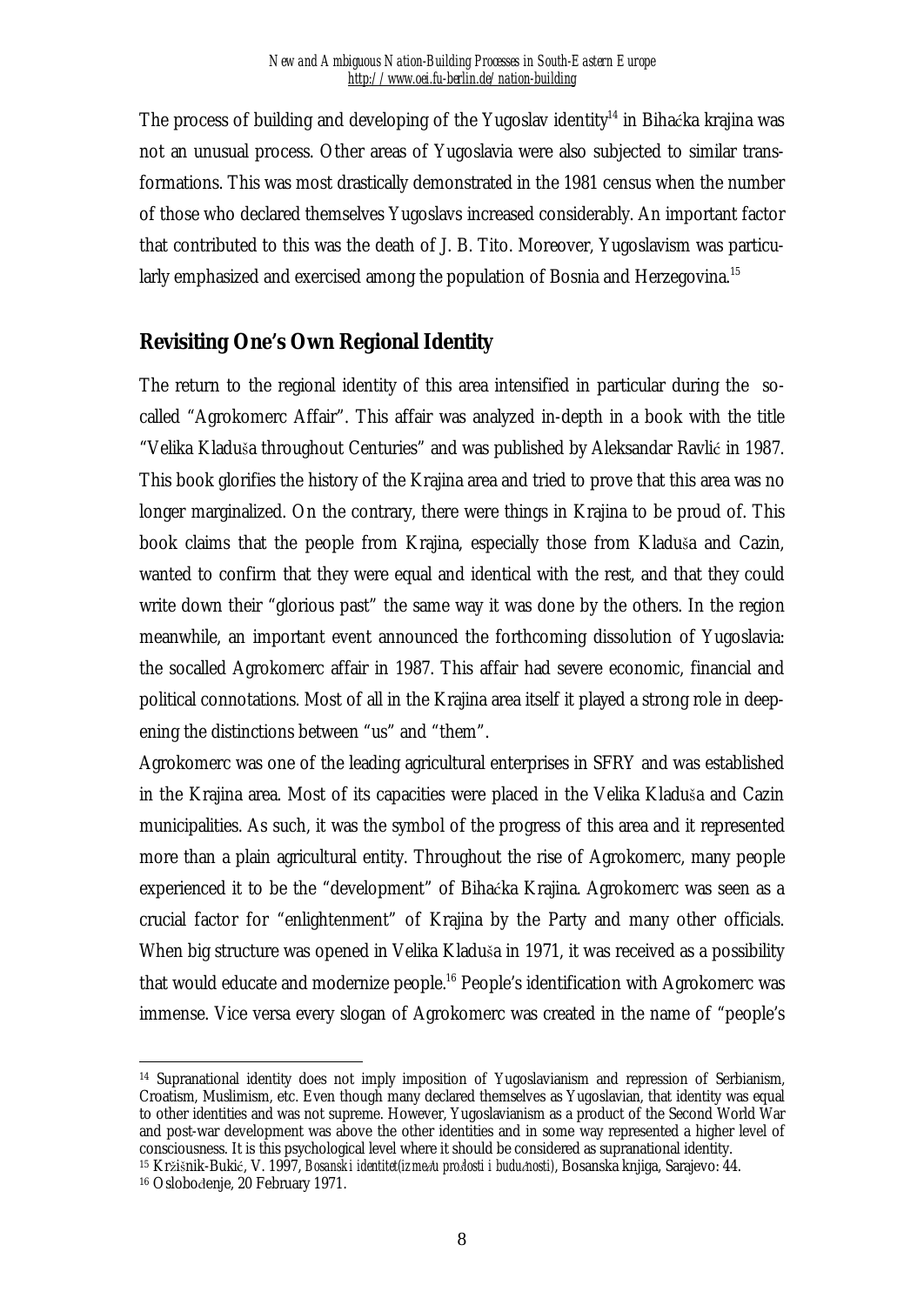The process of building and developing of the Yugoslav identity[14] in Bihaćka krajina was not an unusual process. Other areas of Yugoslavia were also subjected to similar transformations. This was most drastically demonstrated in the 1981 census when the number of those who declared themselves Yugoslavs increased considerably. An important factor that contributed to this was the death of J. B. Tito. Moreover, Yugoslavism was particularly emphasized and exercised among the population of Bosnia and Herzegovina.[15]

## Revisiting One's Own Regional Identity

The return to the regional identity of this area intensified in particular during the so-called "Agrokomerc Affair". This affair was analyzed in-depth in a book with the title "Velika Kladuša throughout Centuries" and was published by Aleksandar Ravlić in 1987. This book glorifies the history of the Krajina area and tried to prove that this area was no longer marginalized. On the contrary, there were things in Krajina to be proud of. This book claims that the people from Krajina, especially those from Kladuša and Cazin, wanted to confirm that they were equal and identical with the rest, and that they could write down their "glorious past" the same way it was done by the others. In the region meanwhile, an important event announced the forthcoming dissolution of Yugoslavia: the socalled Agrokomerc affair in 1987. This affair had severe economic, financial and political connotations. Most of all in the Krajina area itself it played a strong role in deepening the distinctions between "us" and "them".

Agrokomerc was one of the leading agricultural enterprises in SFRY and was established in the Krajina area. Most of its capacities were placed in the Velika Kladuša and Cazin municipalities. As such, it was the symbol of the progress of this area and it represented more than a plain agricultural entity. Throughout the rise of Agrokomerc, many people experienced it to be the "development" of Bihaćka Krajina. Agrokomerc was seen as a crucial factor for "enlightenment" of Krajina by the Party and many other officials. When big structure was opened in Velika Kladuša in 1971, it was received as a possibility that would educate and modernize people.[16] People's identification with Agrokomerc was immense. Vice versa every slogan of Agrokomerc was created in the name of "people's

---

[14] Supranational identity does not imply imposition of Yugoslavianism and repression of Serbianism, Croatism, Muslimism, etc. Even though many declared themselves as Yugoslavian, that identity was equal to other identities and was not supreme. However, Yugoslavianism as a product of the Second World War and post-war development was above the other identities and in some way represented a higher level of consciousness. It is this psychological level where it should be considered as supranational identity.

[15] Kržišnik-Bukić, V. 1997, *Bosanski identitet(između prošlosti i budućnosti)*, Bosanska knjiga, Sarajevo: 44.

[16] Oslobođenje, 20 February 1971.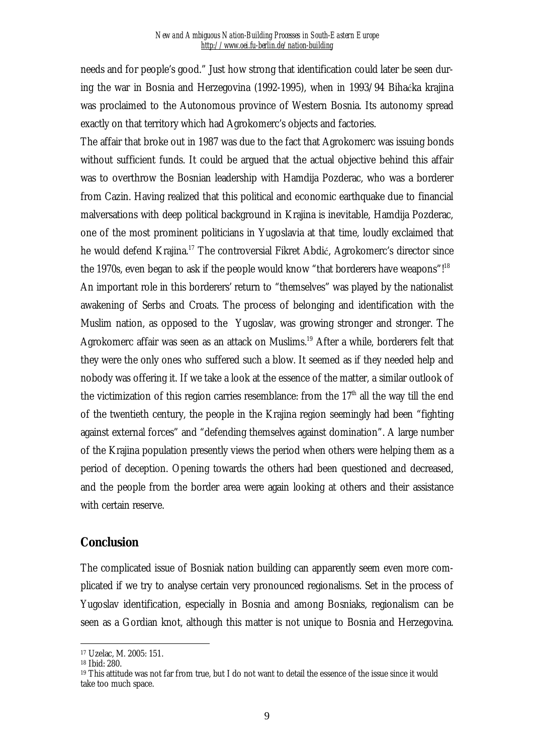needs and for people's good." Just how strong that identification could later be seen during the war in Bosnia and Herzegovina (1992-1995), when in 1993/94 Bihaćka krajina was proclaimed to the Autonomous province of Western Bosnia. Its autonomy spread exactly on that territory which had Agrokomerc's objects and factories.

The affair that broke out in 1987 was due to the fact that Agrokomerc was issuing bonds without sufficient funds. It could be argued that the actual objective behind this affair was to overthrow the Bosnian leadership with Hamdija Pozderac, who was a borderer from Cazin. Having realized that this political and economic earthquake due to financial malversations with deep political background in Krajina is inevitable, Hamdija Pozderac, one of the most prominent politicians in Yugoslavia at that time, loudly exclaimed that he would defend Krajina.[17] The controversial Fikret Abdić, Agrokomerc's director since the 1970s, even began to ask if the people would know "that borderers have weapons"![18]

An important role in this borderers' return to "themselves" was played by the nationalist awakening of Serbs and Croats. The process of belonging and identification with the Muslim nation, as opposed to the Yugoslav, was growing stronger and stronger. The Agrokomerc affair was seen as an attack on Muslims.[19] After a while, borderers felt that they were the only ones who suffered such a blow. It seemed as if they needed help and nobody was offering it. If we take a look at the essence of the matter, a similar outlook of the victimization of this region carries resemblance: from the 17th all the way till the end of the twentieth century, the people in the Krajina region seemingly had been "fighting against external forces" and "defending themselves against domination". A large number of the Krajina population presently views the period when others were helping them as a period of deception. Opening towards the others had been questioned and decreased, and the people from the border area were again looking at others and their assistance with certain reserve.

## Conclusion

The complicated issue of Bosniak nation building can apparently seem even more complicated if we try to analyse certain very pronounced regionalisms. Set in the process of Yugoslav identification, especially in Bosnia and among Bosniaks, regionalism can be seen as a Gordian knot, although this matter is not unique to Bosnia and Herzegovina.

---

[17] Uzelac, M. 2005: 151.

[18] Ibid: 280.

[19] This attitude was not far from true, but I do not want to detail the essence of the issue since it would take too much space.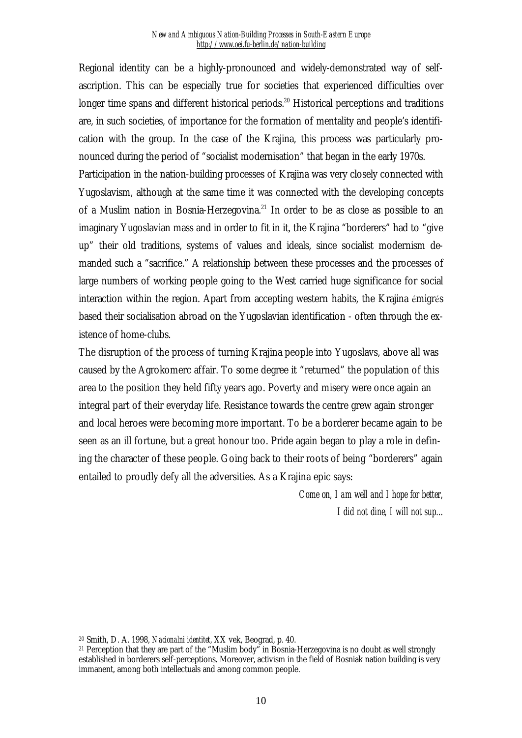Regional identity can be a highly-pronounced and widely-demonstrated way of self-ascription. This can be especially true for societies that experienced difficulties over longer time spans and different historical periods.[20] Historical perceptions and traditions are, in such societies, of importance for the formation of mentality and people's identification with the group. In the case of the Krajina, this process was particularly pronounced during the period of "socialist modernisation" that began in the early 1970s.

Participation in the nation-building processes of Krajina was very closely connected with Yugoslavism, although at the same time it was connected with the developing concepts of a Muslim nation in Bosnia-Herzegovina.[21] In order to be as close as possible to an imaginary Yugoslavian mass and in order to fit in it, the Krajina "borderers" had to "give up" their old traditions, systems of values and ideals, since socialist modernism demanded such a "sacrifice." A relationship between these processes and the processes of large numbers of working people going to the West carried huge significance for social interaction within the region. Apart from accepting western habits, the Krajina émigrés based their socialisation abroad on the Yugoslavian identification - often through the existence of home-clubs.

The disruption of the process of turning Krajina people into Yugoslavs, above all was caused by the Agrokomerc affair. To some degree it "returned" the population of this area to the position they held fifty years ago. Poverty and misery were once again an integral part of their everyday life. Resistance towards the centre grew again stronger and local heroes were becoming more important. To be a borderer became again to be seen as an ill fortune, but a great honour too. Pride again began to play a role in defining the character of these people. Going back to their roots of being "borderers" again entailed to proudly defy all the adversities. As a Krajina epic says:

*Come on, I am well and I hope for better,*
*I did not dine, I will not sup...*

---

[20] Smith, D. A. 1998, *Nacionalni identitet*, XX vek, Beograd, p. 40.

[21] Perception that they are part of the "Muslim body" in Bosnia-Herzegovina is no doubt as well strongly established in borderers self-perceptions. Moreover, activism in the field of Bosniak nation building is very immanent, among both intellectuals and among common people.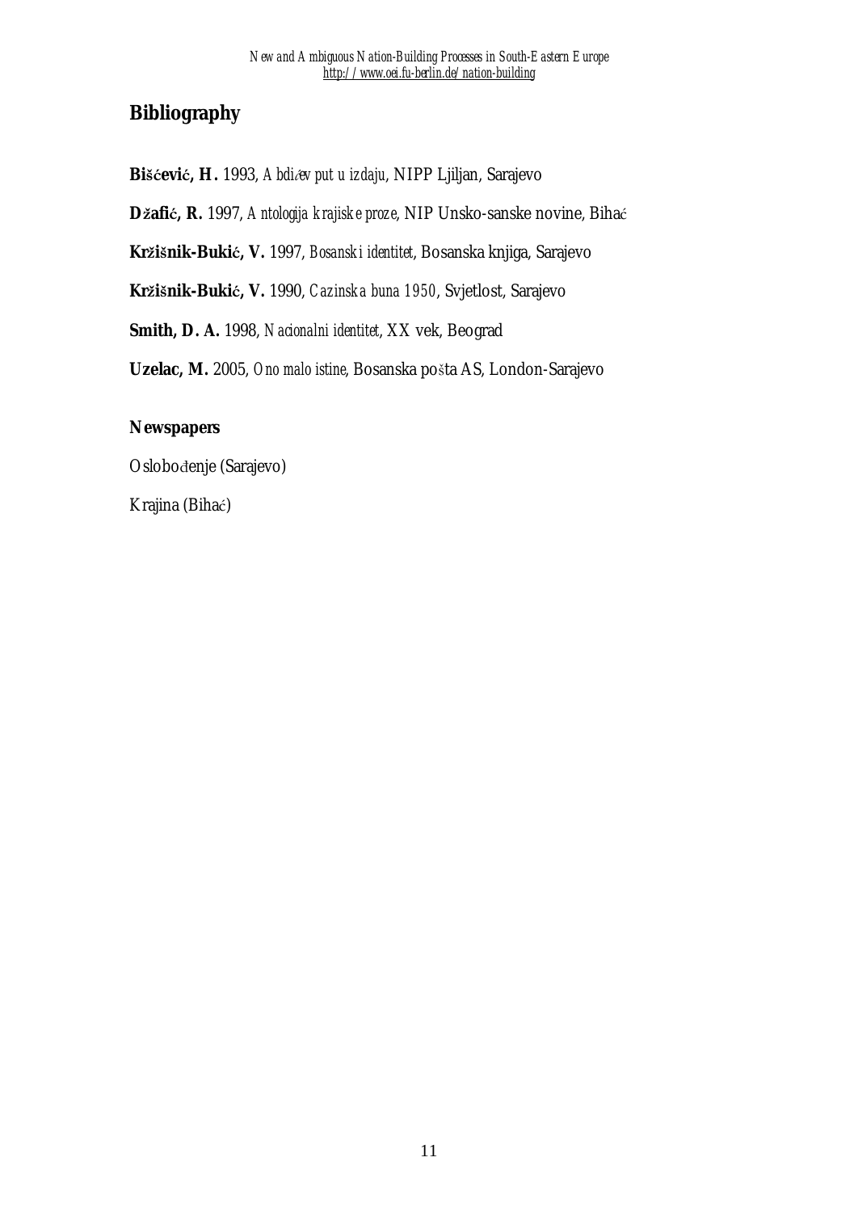## Bibliography

**Bišćević, H.** 1993, *Abdićev put u izdaju*, NIPP Ljiljan, Sarajevo

**Džafić, R.** 1997, *Antologija krajiske proze*, NIP Unsko-sanske novine, Bihać

**Kržišnik-Bukić, V.** 1997, *Bosanski identitet*, Bosanska knjiga, Sarajevo

**Kržišnik-Bukić, V.** 1990, *Cazinska buna 1950*, Svjetlost, Sarajevo

**Smith, D. A.** 1998, *Nacionalni identitet*, XX vek, Beograd

**Uzelac, M.** 2005, *Ono malo istine*, Bosanska pošta AS, London-Sarajevo

### Newspapers

Oslobođenje (Sarajevo)

Krajina (Bihać)